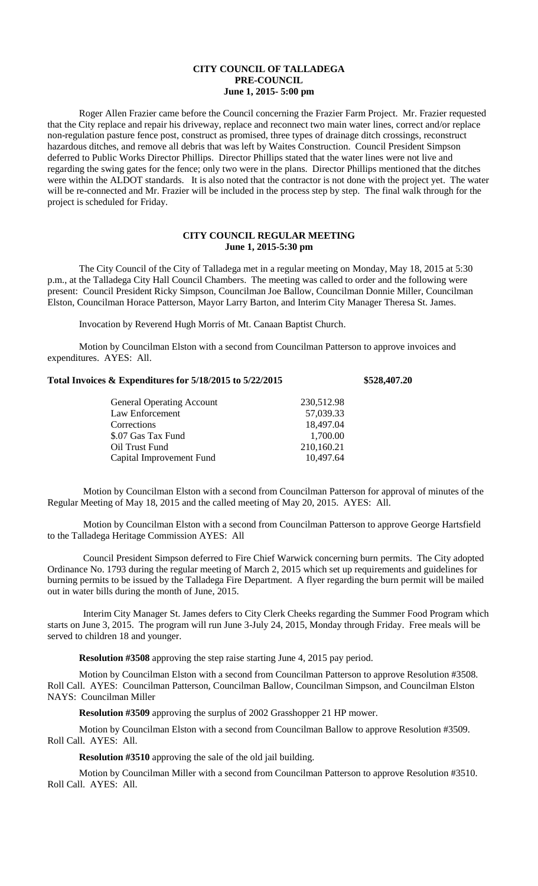# CITY COUNCIL OF TALLADEGA
## PRE-COUNCIL
### June 1, 2015- 5:00 pm

Roger Allen Frazier came before the Council concerning the Frazier Farm Project. Mr. Frazier requested that the City replace and repair his driveway, replace and reconnect two main water lines, correct and/or replace non-regulation pasture fence post, construct as promised, three types of drainage ditch crossings, reconstruct hazardous ditches, and remove all debris that was left by Waites Construction. Council President Simpson deferred to Public Works Director Phillips. Director Phillips stated that the water lines were not live and regarding the swing gates for the fence; only two were in the plans. Director Phillips mentioned that the ditches were within the ALDOT standards. It is also noted that the contractor is not done with the project yet. The water will be re-connected and Mr. Frazier will be included in the process step by step. The final walk through for the project is scheduled for Friday.

## CITY COUNCIL REGULAR MEETING
### June 1, 2015-5:30 pm

The City Council of the City of Talladega met in a regular meeting on Monday, May 18, 2015 at 5:30 p.m., at the Talladega City Hall Council Chambers. The meeting was called to order and the following were present: Council President Ricky Simpson, Councilman Joe Ballow, Councilman Donnie Miller, Councilman Elston, Councilman Horace Patterson, Mayor Larry Barton, and Interim City Manager Theresa St. James.

Invocation by Reverend Hugh Morris of Mt. Canaan Baptist Church.

Motion by Councilman Elston with a second from Councilman Patterson to approve invoices and expenditures. AYES: All.

**Total Invoices & Expenditures for 5/18/2015 to 5/22/2015 $528,407.20**

| | |
|---|---|
| General Operating Account | 230,512.98 |
| Law Enforcement | 57,039.33 |
| Corrections | 18,497.04 |
| $.07 Gas Tax Fund | 1,700.00 |
| Oil Trust Fund | 210,160.21 |
| Capital Improvement Fund | 10,497.64 |

Motion by Councilman Elston with a second from Councilman Patterson for approval of minutes of the Regular Meeting of May 18, 2015 and the called meeting of May 20, 2015. AYES: All.

Motion by Councilman Elston with a second from Councilman Patterson to approve George Hartsfield to the Talladega Heritage Commission AYES: All

Council President Simpson deferred to Fire Chief Warwick concerning burn permits. The City adopted Ordinance No. 1793 during the regular meeting of March 2, 2015 which set up requirements and guidelines for burning permits to be issued by the Talladega Fire Department. A flyer regarding the burn permit will be mailed out in water bills during the month of June, 2015.

Interim City Manager St. James defers to City Clerk Cheeks regarding the Summer Food Program which starts on June 3, 2015. The program will run June 3-July 24, 2015, Monday through Friday. Free meals will be served to children 18 and younger.

**Resolution #3508** approving the step raise starting June 4, 2015 pay period.

Motion by Councilman Elston with a second from Councilman Patterson to approve Resolution #3508. Roll Call. AYES: Councilman Patterson, Councilman Ballow, Councilman Simpson, and Councilman Elston NAYS: Councilman Miller

**Resolution #3509** approving the surplus of 2002 Grasshopper 21 HP mower.

Motion by Councilman Elston with a second from Councilman Ballow to approve Resolution #3509. Roll Call. AYES: All.

**Resolution #3510** approving the sale of the old jail building.

Motion by Councilman Miller with a second from Councilman Patterson to approve Resolution #3510. Roll Call. AYES: All.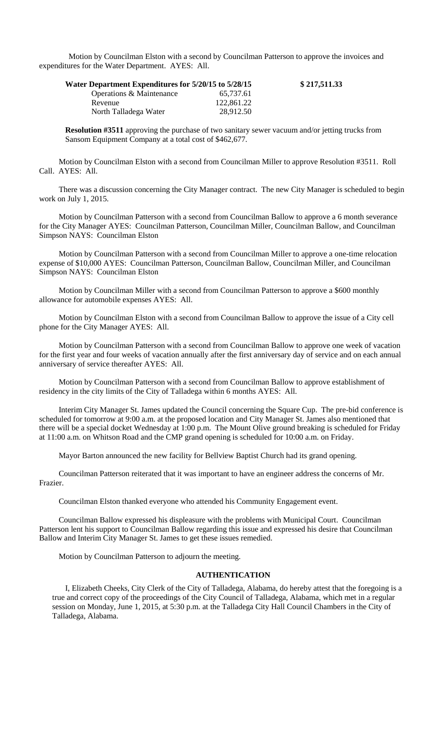Motion by Councilman Elston with a second by Councilman Patterson to approve the invoices and expenditures for the Water Department. AYES: All.

| | | |
|---|---|---|
| **Water Department Expenditures for 5/20/15 to 5/28/15** | | **$ 217,511.33** |
| Operations & Maintenance | 65,737.61 | |
| Revenue | 122,861.22 | |
| North Talladega Water | 28,912.50 | |

**Resolution #3511** approving the purchase of two sanitary sewer vacuum and/or jetting trucks from Sansom Equipment Company at a total cost of $462,677.

Motion by Councilman Elston with a second from Councilman Miller to approve Resolution #3511. Roll Call. AYES: All.

There was a discussion concerning the City Manager contract. The new City Manager is scheduled to begin work on July 1, 2015.

Motion by Councilman Patterson with a second from Councilman Ballow to approve a 6 month severance for the City Manager AYES: Councilman Patterson, Councilman Miller, Councilman Ballow, and Councilman Simpson NAYS: Councilman Elston

Motion by Councilman Patterson with a second from Councilman Miller to approve a one-time relocation expense of $10,000 AYES: Councilman Patterson, Councilman Ballow, Councilman Miller, and Councilman Simpson NAYS: Councilman Elston

Motion by Councilman Miller with a second from Councilman Patterson to approve a $600 monthly allowance for automobile expenses AYES: All.

Motion by Councilman Elston with a second from Councilman Ballow to approve the issue of a City cell phone for the City Manager AYES: All.

Motion by Councilman Patterson with a second from Councilman Ballow to approve one week of vacation for the first year and four weeks of vacation annually after the first anniversary day of service and on each annual anniversary of service thereafter AYES: All.

Motion by Councilman Patterson with a second from Councilman Ballow to approve establishment of residency in the city limits of the City of Talladega within 6 months AYES: All.

Interim City Manager St. James updated the Council concerning the Square Cup. The pre-bid conference is scheduled for tomorrow at 9:00 a.m. at the proposed location and City Manager St. James also mentioned that there will be a special docket Wednesday at 1:00 p.m. The Mount Olive ground breaking is scheduled for Friday at 11:00 a.m. on Whitson Road and the CMP grand opening is scheduled for 10:00 a.m. on Friday.

Mayor Barton announced the new facility for Bellview Baptist Church had its grand opening.

Councilman Patterson reiterated that it was important to have an engineer address the concerns of Mr. Frazier.

Councilman Elston thanked everyone who attended his Community Engagement event.

Councilman Ballow expressed his displeasure with the problems with Municipal Court. Councilman Patterson lent his support to Councilman Ballow regarding this issue and expressed his desire that Councilman Ballow and Interim City Manager St. James to get these issues remedied.

Motion by Councilman Patterson to adjourn the meeting.

## AUTHENTICATION

I, Elizabeth Cheeks, City Clerk of the City of Talladega, Alabama, do hereby attest that the foregoing is a true and correct copy of the proceedings of the City Council of Talladega, Alabama, which met in a regular session on Monday, June 1, 2015, at 5:30 p.m. at the Talladega City Hall Council Chambers in the City of Talladega, Alabama.